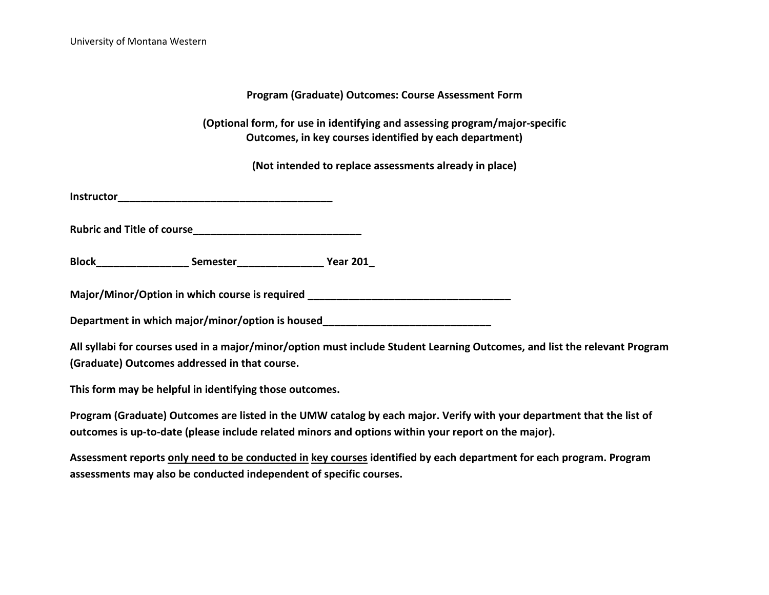University of Montana Western

**Program (Graduate) Outcomes: Course Assessment Form**

**(Optional form, for use in identifying and assessing program/major-specific Outcomes, in key courses identified by each department)**

**(Not intended to replace assessments already in place)**

**Instructor______________________________________**

**Rubric and Title of course_____________________________**

**Block________________ Semester_______________ Year 201_**

**Major/Minor/Option in which course is required ____________________________________**

**Department in which major/minor/option is housed_____________________________**

**All syllabi for courses used in a major/minor/option must include Student Learning Outcomes, and list the relevant Program (Graduate) Outcomes addressed in that course.**

**This form may be helpful in identifying those outcomes.**

**Program (Graduate) Outcomes are listed in the UMW catalog by each major. Verify with your department that the list of outcomes is up-to-date (please include related minors and options within your report on the major).**

**Assessment reports <u>only need to be conducted in</u> <u>key courses</u> identified by each department for each program. Program assessments may also be conducted independent of specific courses.**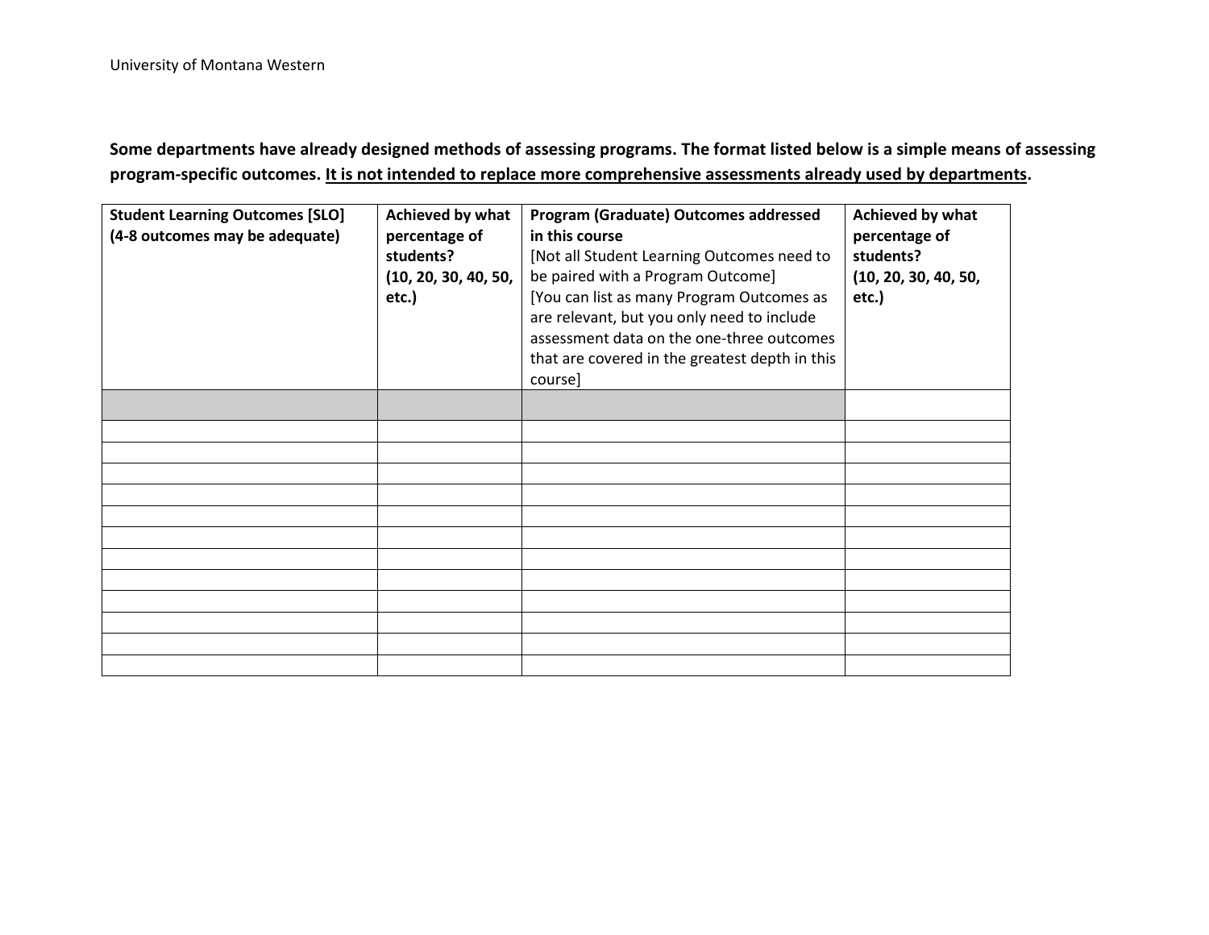University of Montana Western

**Some departments have already designed methods of assessing programs. The format listed below is a simple means of assessing program-specific outcomes. <u>It is not intended to replace more comprehensive assessments already used by departments</u>.**

| **Student Learning Outcomes [SLO] (4-8 outcomes may be adequate)** | **Achieved by what percentage of students? (10, 20, 30, 40, 50, etc.)** | **Program (Graduate) Outcomes addressed in this course** [Not all Student Learning Outcomes need to be paired with a Program Outcome] [You can list as many Program Outcomes as are relevant, but you only need to include assessment data on the one-three outcomes that are covered in the greatest depth in this course] | **Achieved by what percentage of students? (10, 20, 30, 40, 50, etc.)** |
| --- | --- | --- | --- |
| | | | |
| | | | |
| | | | |
| | | | |
| | | | |
| | | | |
| | | | |
| | | | |
| | | | |
| | | | |
| | | | |
| | | | |
| | | | |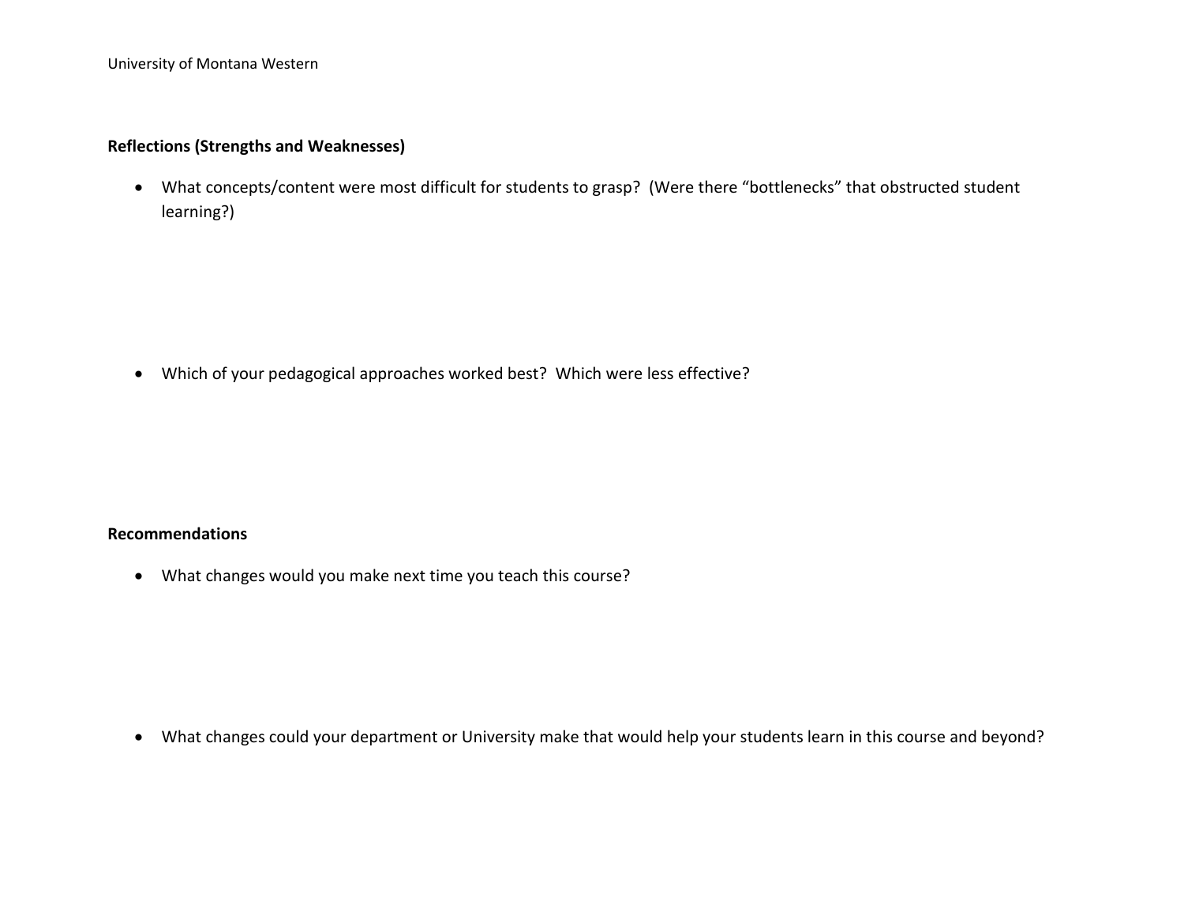**Reflections (Strengths and Weaknesses)**

- What concepts/content were most difficult for students to grasp? (Were there "bottlenecks" that obstructed student learning?)

- Which of your pedagogical approaches worked best? Which were less effective?

**Recommendations**

- What changes would you make next time you teach this course?

- What changes could your department or University make that would help your students learn in this course and beyond?